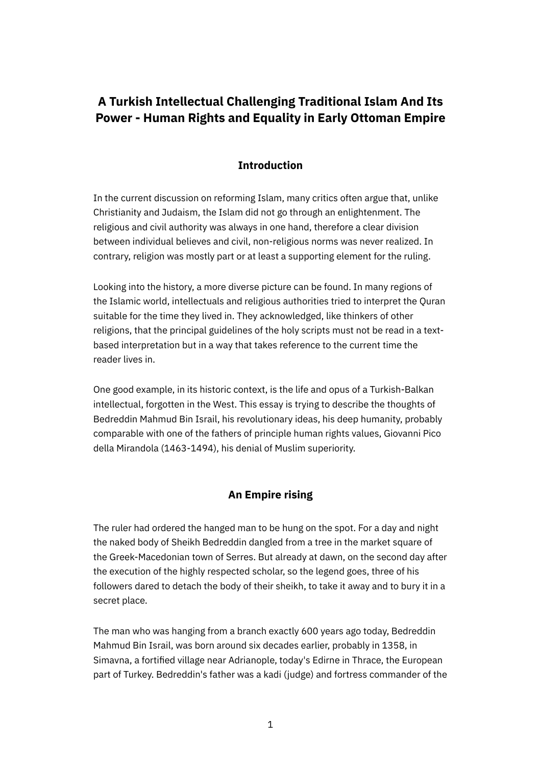# A Turkish Intellectual Challenging Traditional Islam And Its Power - Human Rights and Equality in Early Ottoman Empire

## Introduction

In the current discussion on reforming Islam, many critics often argue that, unlike Christianity and Judaism, the Islam did not go through an enlightenment. The religious and civil authority was always in one hand, therefore a clear division between individual believes and civil, non-religious norms was never realized. In contrary, religion was mostly part or at least a supporting element for the ruling.

Looking into the history, a more diverse picture can be found. In many regions of the Islamic world, intellectuals and religious authorities tried to interpret the Quran suitable for the time they lived in. They acknowledged, like thinkers of other religions, that the principal guidelines of the holy scripts must not be read in a text-based interpretation but in a way that takes reference to the current time the reader lives in.

One good example, in its historic context, is the life and opus of a Turkish-Balkan intellectual, forgotten in the West. This essay is trying to describe the thoughts of Bedreddin Mahmud Bin Israil, his revolutionary ideas, his deep humanity, probably comparable with one of the fathers of principle human rights values, Giovanni Pico della Mirandola (1463-1494), his denial of Muslim superiority.

## An Empire rising

The ruler had ordered the hanged man to be hung on the spot. For a day and night the naked body of Sheikh Bedreddin dangled from a tree in the market square of the Greek-Macedonian town of Serres. But already at dawn, on the second day after the execution of the highly respected scholar, so the legend goes, three of his followers dared to detach the body of their sheikh, to take it away and to bury it in a secret place.

The man who was hanging from a branch exactly 600 years ago today, Bedreddin Mahmud Bin Israil, was born around six decades earlier, probably in 1358, in Simavna, a fortified village near Adrianople, today's Edirne in Thrace, the European part of Turkey. Bedreddin's father was a kadi (judge) and fortress commander of the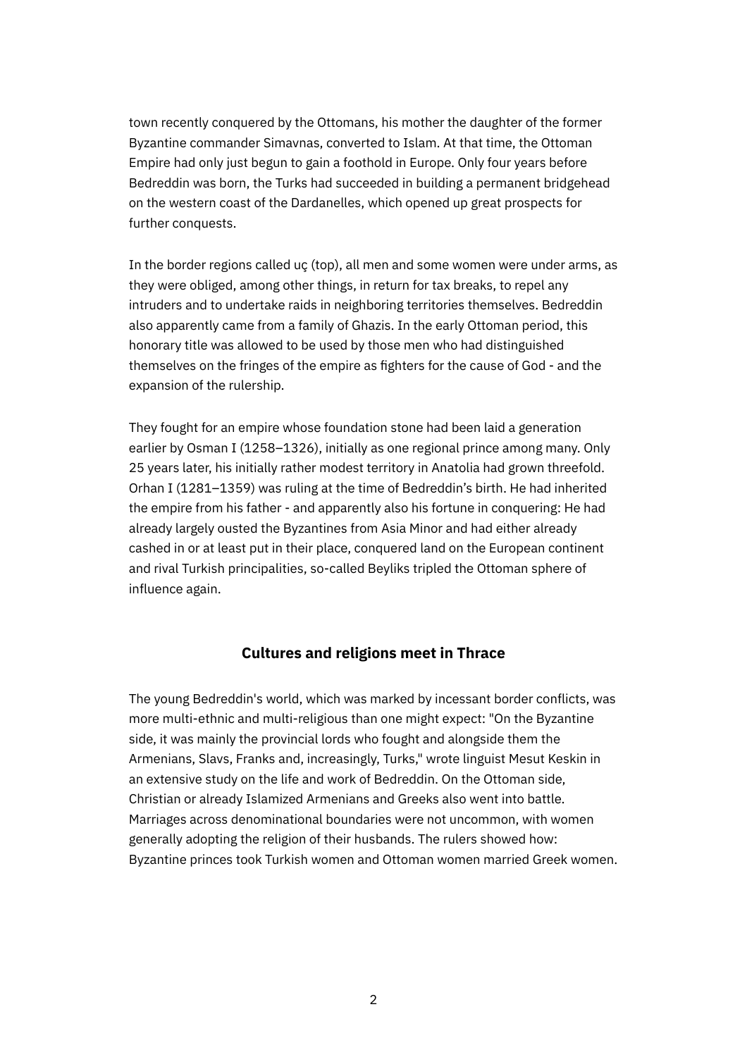town recently conquered by the Ottomans, his mother the daughter of the former Byzantine commander Simavnas, converted to Islam. At that time, the Ottoman Empire had only just begun to gain a foothold in Europe. Only four years before Bedreddin was born, the Turks had succeeded in building a permanent bridgehead on the western coast of the Dardanelles, which opened up great prospects for further conquests.

In the border regions called uç (top), all men and some women were under arms, as they were obliged, among other things, in return for tax breaks, to repel any intruders and to undertake raids in neighboring territories themselves. Bedreddin also apparently came from a family of Ghazis. In the early Ottoman period, this honorary title was allowed to be used by those men who had distinguished themselves on the fringes of the empire as fighters for the cause of God - and the expansion of the rulership.

They fought for an empire whose foundation stone had been laid a generation earlier by Osman I (1258–1326), initially as one regional prince among many. Only 25 years later, his initially rather modest territory in Anatolia had grown threefold. Orhan I (1281–1359) was ruling at the time of Bedreddin's birth. He had inherited the empire from his father - and apparently also his fortune in conquering: He had already largely ousted the Byzantines from Asia Minor and had either already cashed in or at least put in their place, conquered land on the European continent and rival Turkish principalities, so-called Beyliks tripled the Ottoman sphere of influence again.

## Cultures and religions meet in Thrace

The young Bedreddin's world, which was marked by incessant border conflicts, was more multi-ethnic and multi-religious than one might expect: "On the Byzantine side, it was mainly the provincial lords who fought and alongside them the Armenians, Slavs, Franks and, increasingly, Turks," wrote linguist Mesut Keskin in an extensive study on the life and work of Bedreddin. On the Ottoman side, Christian or already Islamized Armenians and Greeks also went into battle. Marriages across denominational boundaries were not uncommon, with women generally adopting the religion of their husbands. The rulers showed how: Byzantine princes took Turkish women and Ottoman women married Greek women.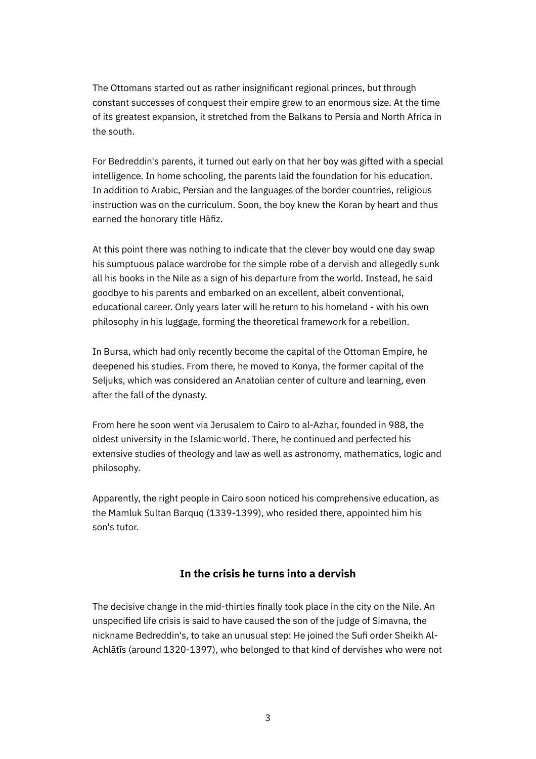The Ottomans started out as rather insignificant regional princes, but through constant successes of conquest their empire grew to an enormous size. At the time of its greatest expansion, it stretched from the Balkans to Persia and North Africa in the south.

For Bedreddin's parents, it turned out early on that her boy was gifted with a special intelligence. In home schooling, the parents laid the foundation for his education. In addition to Arabic, Persian and the languages of the border countries, religious instruction was on the curriculum. Soon, the boy knew the Koran by heart and thus earned the honorary title Hāfiz.

At this point there was nothing to indicate that the clever boy would one day swap his sumptuous palace wardrobe for the simple robe of a dervish and allegedly sunk all his books in the Nile as a sign of his departure from the world. Instead, he said goodbye to his parents and embarked on an excellent, albeit conventional, educational career. Only years later will he return to his homeland - with his own philosophy in his luggage, forming the theoretical framework for a rebellion.

In Bursa, which had only recently become the capital of the Ottoman Empire, he deepened his studies. From there, he moved to Konya, the former capital of the Seljuks, which was considered an Anatolian center of culture and learning, even after the fall of the dynasty.

From here he soon went via Jerusalem to Cairo to al-Azhar, founded in 988, the oldest university in the Islamic world. There, he continued and perfected his extensive studies of theology and law as well as astronomy, mathematics, logic and philosophy.

Apparently, the right people in Cairo soon noticed his comprehensive education, as the Mamluk Sultan Barquq (1339-1399), who resided there, appointed him his son's tutor.

### In the crisis he turns into a dervish

The decisive change in the mid-thirties finally took place in the city on the Nile. An unspecified life crisis is said to have caused the son of the judge of Simavna, the nickname Bedreddin's, to take an unusual step: He joined the Sufi order Sheikh Al-Achlātīs (around 1320-1397), who belonged to that kind of dervishes who were not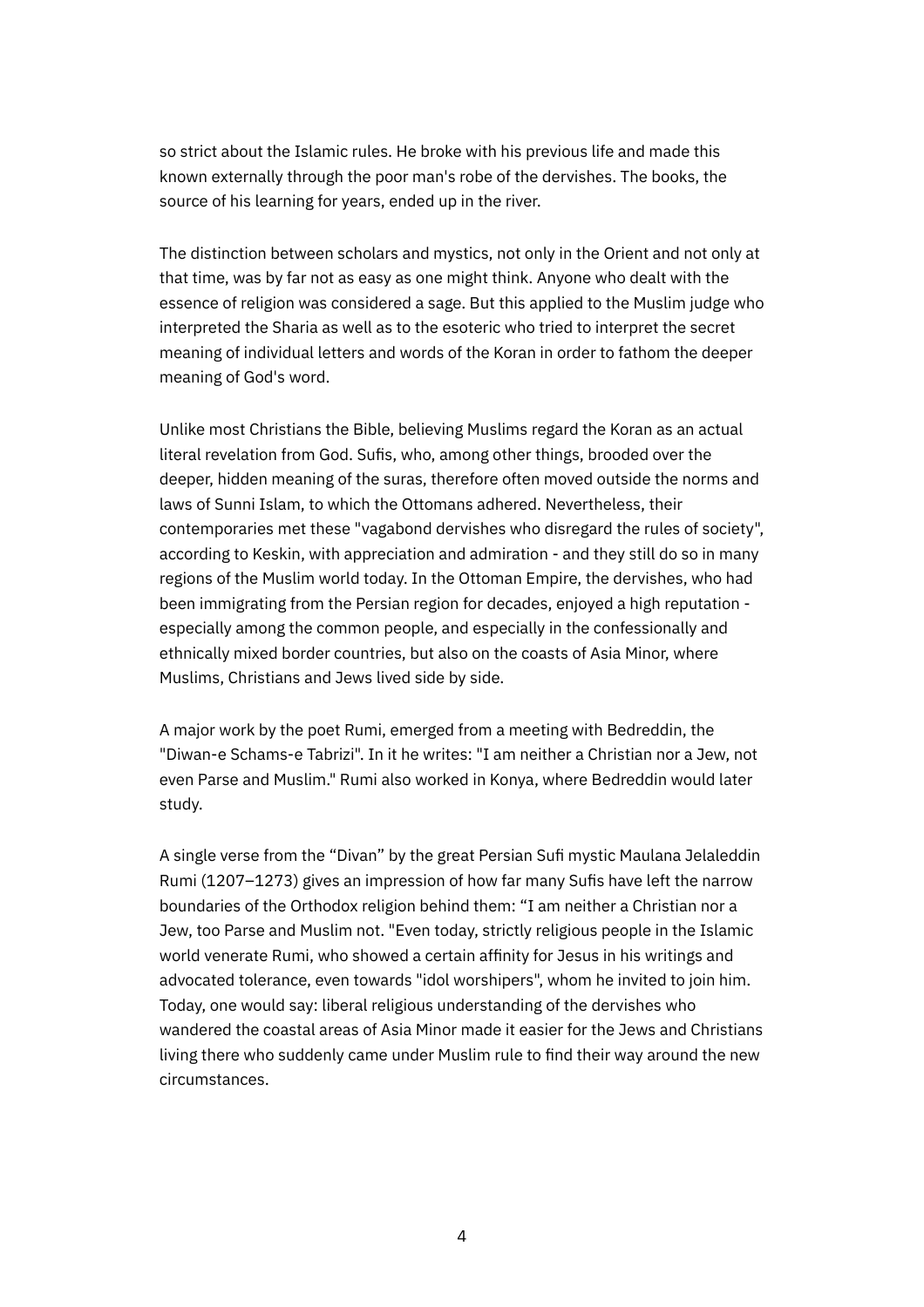so strict about the Islamic rules. He broke with his previous life and made this known externally through the poor man's robe of the dervishes. The books, the source of his learning for years, ended up in the river.

The distinction between scholars and mystics, not only in the Orient and not only at that time, was by far not as easy as one might think. Anyone who dealt with the essence of religion was considered a sage. But this applied to the Muslim judge who interpreted the Sharia as well as to the esoteric who tried to interpret the secret meaning of individual letters and words of the Koran in order to fathom the deeper meaning of God's word.

Unlike most Christians the Bible, believing Muslims regard the Koran as an actual literal revelation from God. Sufis, who, among other things, brooded over the deeper, hidden meaning of the suras, therefore often moved outside the norms and laws of Sunni Islam, to which the Ottomans adhered. Nevertheless, their contemporaries met these "vagabond dervishes who disregard the rules of society", according to Keskin, with appreciation and admiration - and they still do so in many regions of the Muslim world today. In the Ottoman Empire, the dervishes, who had been immigrating from the Persian region for decades, enjoyed a high reputation - especially among the common people, and especially in the confessionally and ethnically mixed border countries, but also on the coasts of Asia Minor, where Muslims, Christians and Jews lived side by side.

A major work by the poet Rumi, emerged from a meeting with Bedreddin, the "Diwan-e Schams-e Tabrizi". In it he writes: "I am neither a Christian nor a Jew, not even Parse and Muslim." Rumi also worked in Konya, where Bedreddin would later study.

A single verse from the "Divan" by the great Persian Sufi mystic Maulana Jelaleddin Rumi (1207–1273) gives an impression of how far many Sufis have left the narrow boundaries of the Orthodox religion behind them: "I am neither a Christian nor a Jew, too Parse and Muslim not. "Even today, strictly religious people in the Islamic world venerate Rumi, who showed a certain affinity for Jesus in his writings and advocated tolerance, even towards "idol worshipers", whom he invited to join him. Today, one would say: liberal religious understanding of the dervishes who wandered the coastal areas of Asia Minor made it easier for the Jews and Christians living there who suddenly came under Muslim rule to find their way around the new circumstances.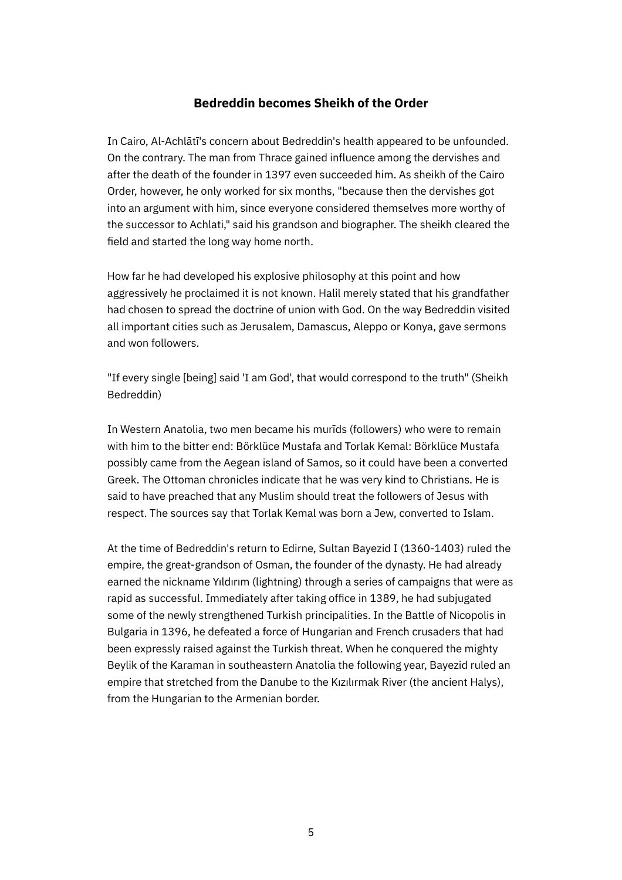## Bedreddin becomes Sheikh of the Order

In Cairo, Al-Achlātī's concern about Bedreddin's health appeared to be unfounded. On the contrary. The man from Thrace gained influence among the dervishes and after the death of the founder in 1397 even succeeded him. As sheikh of the Cairo Order, however, he only worked for six months, "because then the dervishes got into an argument with him, since everyone considered themselves more worthy of the successor to Achlati," said his grandson and biographer. The sheikh cleared the field and started the long way home north.

How far he had developed his explosive philosophy at this point and how aggressively he proclaimed it is not known. Halil merely stated that his grandfather had chosen to spread the doctrine of union with God. On the way Bedreddin visited all important cities such as Jerusalem, Damascus, Aleppo or Konya, gave sermons and won followers.

"If every single [being] said 'I am God', that would correspond to the truth" (Sheikh Bedreddin)

In Western Anatolia, two men became his murīds (followers) who were to remain with him to the bitter end: Börklüce Mustafa and Torlak Kemal: Börklüce Mustafa possibly came from the Aegean island of Samos, so it could have been a converted Greek. The Ottoman chronicles indicate that he was very kind to Christians. He is said to have preached that any Muslim should treat the followers of Jesus with respect. The sources say that Torlak Kemal was born a Jew, converted to Islam.

At the time of Bedreddin's return to Edirne, Sultan Bayezid I (1360-1403) ruled the empire, the great-grandson of Osman, the founder of the dynasty. He had already earned the nickname Yıldırım (lightning) through a series of campaigns that were as rapid as successful. Immediately after taking office in 1389, he had subjugated some of the newly strengthened Turkish principalities. In the Battle of Nicopolis in Bulgaria in 1396, he defeated a force of Hungarian and French crusaders that had been expressly raised against the Turkish threat. When he conquered the mighty Beylik of the Karaman in southeastern Anatolia the following year, Bayezid ruled an empire that stretched from the Danube to the Kızılırmak River (the ancient Halys), from the Hungarian to the Armenian border.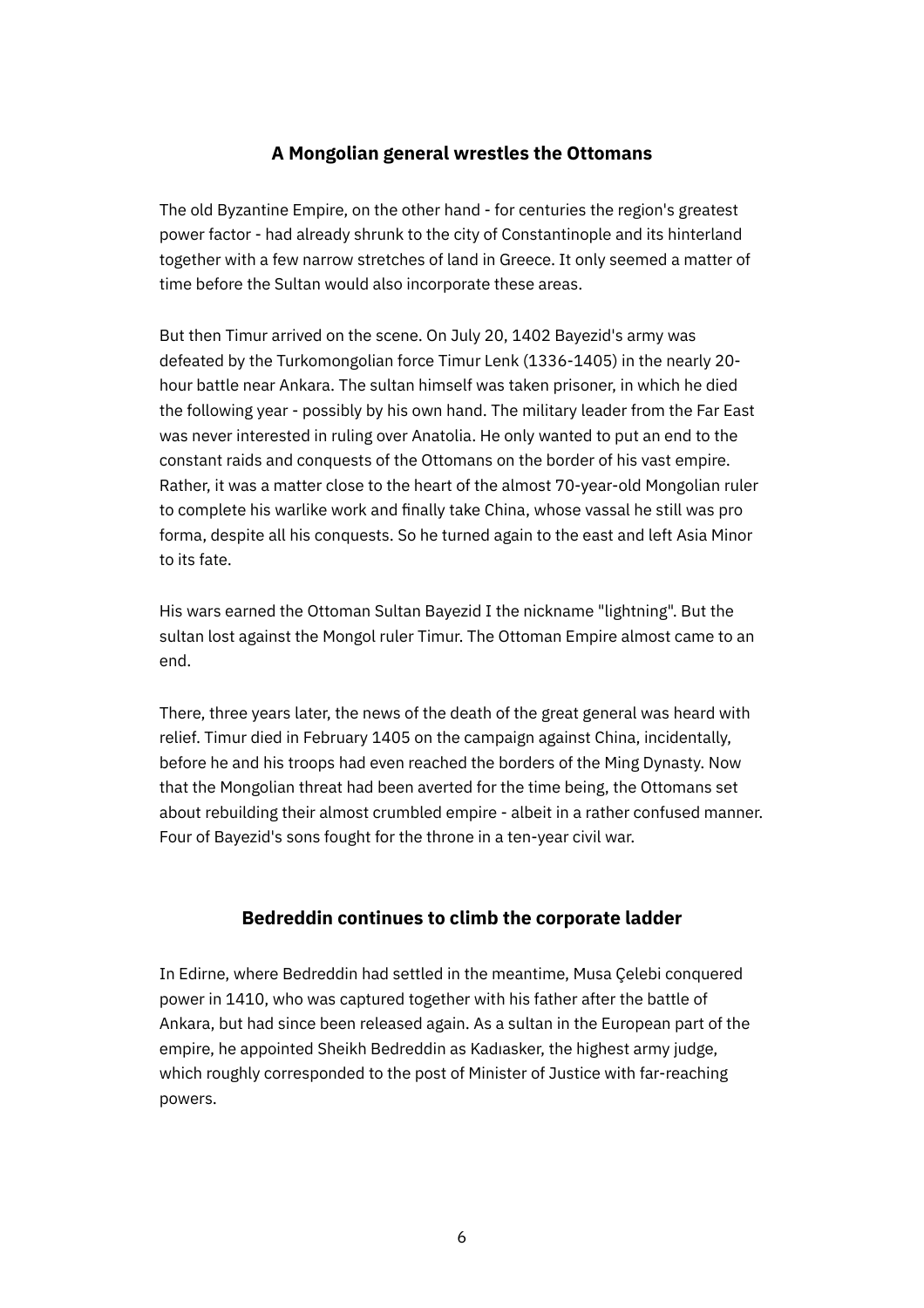## A Mongolian general wrestles the Ottomans

The old Byzantine Empire, on the other hand - for centuries the region's greatest power factor - had already shrunk to the city of Constantinople and its hinterland together with a few narrow stretches of land in Greece. It only seemed a matter of time before the Sultan would also incorporate these areas.

But then Timur arrived on the scene. On July 20, 1402 Bayezid's army was defeated by the Turkomongolian force Timur Lenk (1336-1405) in the nearly 20-hour battle near Ankara. The sultan himself was taken prisoner, in which he died the following year - possibly by his own hand. The military leader from the Far East was never interested in ruling over Anatolia. He only wanted to put an end to the constant raids and conquests of the Ottomans on the border of his vast empire. Rather, it was a matter close to the heart of the almost 70-year-old Mongolian ruler to complete his warlike work and finally take China, whose vassal he still was pro forma, despite all his conquests. So he turned again to the east and left Asia Minor to its fate.

His wars earned the Ottoman Sultan Bayezid I the nickname "lightning". But the sultan lost against the Mongol ruler Timur. The Ottoman Empire almost came to an end.

There, three years later, the news of the death of the great general was heard with relief. Timur died in February 1405 on the campaign against China, incidentally, before he and his troops had even reached the borders of the Ming Dynasty. Now that the Mongolian threat had been averted for the time being, the Ottomans set about rebuilding their almost crumbled empire - albeit in a rather confused manner. Four of Bayezid's sons fought for the throne in a ten-year civil war.

## Bedreddin continues to climb the corporate ladder

In Edirne, where Bedreddin had settled in the meantime, Musa Çelebi conquered power in 1410, who was captured together with his father after the battle of Ankara, but had since been released again. As a sultan in the European part of the empire, he appointed Sheikh Bedreddin as Kadıasker, the highest army judge, which roughly corresponded to the post of Minister of Justice with far-reaching powers.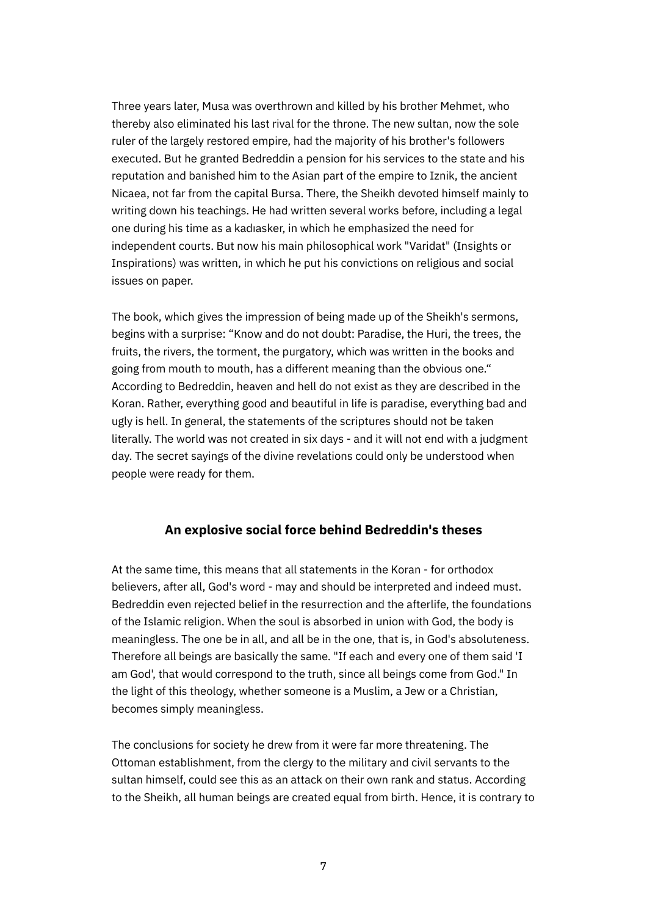Three years later, Musa was overthrown and killed by his brother Mehmet, who thereby also eliminated his last rival for the throne. The new sultan, now the sole ruler of the largely restored empire, had the majority of his brother's followers executed. But he granted Bedreddin a pension for his services to the state and his reputation and banished him to the Asian part of the empire to Iznik, the ancient Nicaea, not far from the capital Bursa. There, the Sheikh devoted himself mainly to writing down his teachings. He had written several works before, including a legal one during his time as a kadıasker, in which he emphasized the need for independent courts. But now his main philosophical work "Varidat" (Insights or Inspirations) was written, in which he put his convictions on religious and social issues on paper.

The book, which gives the impression of being made up of the Sheikh's sermons, begins with a surprise: "Know and do not doubt: Paradise, the Huri, the trees, the fruits, the rivers, the torment, the purgatory, which was written in the books and going from mouth to mouth, has a different meaning than the obvious one." According to Bedreddin, heaven and hell do not exist as they are described in the Koran. Rather, everything good and beautiful in life is paradise, everything bad and ugly is hell. In general, the statements of the scriptures should not be taken literally. The world was not created in six days - and it will not end with a judgment day. The secret sayings of the divine revelations could only be understood when people were ready for them.

## An explosive social force behind Bedreddin's theses

At the same time, this means that all statements in the Koran - for orthodox believers, after all, God's word - may and should be interpreted and indeed must. Bedreddin even rejected belief in the resurrection and the afterlife, the foundations of the Islamic religion. When the soul is absorbed in union with God, the body is meaningless. The one be in all, and all be in the one, that is, in God's absoluteness. Therefore all beings are basically the same. "If each and every one of them said 'I am God', that would correspond to the truth, since all beings come from God." In the light of this theology, whether someone is a Muslim, a Jew or a Christian, becomes simply meaningless.

The conclusions for society he drew from it were far more threatening. The Ottoman establishment, from the clergy to the military and civil servants to the sultan himself, could see this as an attack on their own rank and status. According to the Sheikh, all human beings are created equal from birth. Hence, it is contrary to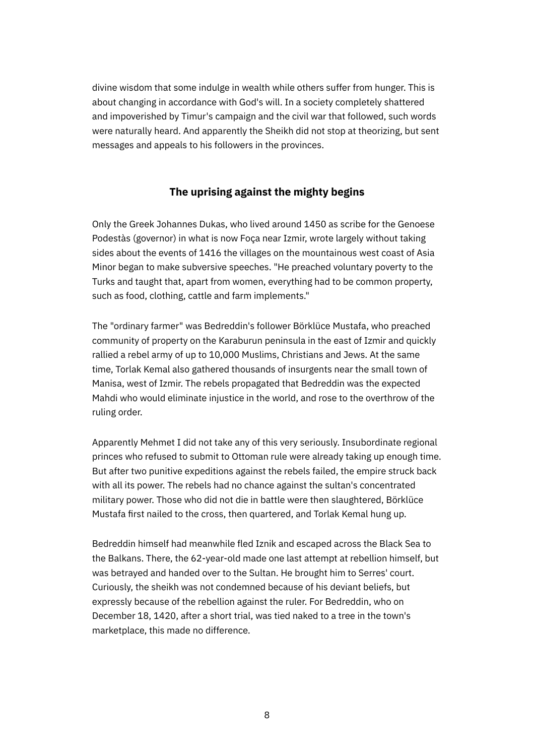divine wisdom that some indulge in wealth while others suffer from hunger. This is about changing in accordance with God's will. In a society completely shattered and impoverished by Timur's campaign and the civil war that followed, such words were naturally heard. And apparently the Sheikh did not stop at theorizing, but sent messages and appeals to his followers in the provinces.

## The uprising against the mighty begins

Only the Greek Johannes Dukas, who lived around 1450 as scribe for the Genoese Podestàs (governor) in what is now Foça near Izmir, wrote largely without taking sides about the events of 1416 the villages on the mountainous west coast of Asia Minor began to make subversive speeches. "He preached voluntary poverty to the Turks and taught that, apart from women, everything had to be common property, such as food, clothing, cattle and farm implements."

The "ordinary farmer" was Bedreddin's follower Börklüce Mustafa, who preached community of property on the Karaburun peninsula in the east of Izmir and quickly rallied a rebel army of up to 10,000 Muslims, Christians and Jews. At the same time, Torlak Kemal also gathered thousands of insurgents near the small town of Manisa, west of Izmir. The rebels propagated that Bedreddin was the expected Mahdi who would eliminate injustice in the world, and rose to the overthrow of the ruling order.

Apparently Mehmet I did not take any of this very seriously. Insubordinate regional princes who refused to submit to Ottoman rule were already taking up enough time. But after two punitive expeditions against the rebels failed, the empire struck back with all its power. The rebels had no chance against the sultan's concentrated military power. Those who did not die in battle were then slaughtered, Börklüce Mustafa first nailed to the cross, then quartered, and Torlak Kemal hung up.

Bedreddin himself had meanwhile fled Iznik and escaped across the Black Sea to the Balkans. There, the 62-year-old made one last attempt at rebellion himself, but was betrayed and handed over to the Sultan. He brought him to Serres' court. Curiously, the sheikh was not condemned because of his deviant beliefs, but expressly because of the rebellion against the ruler. For Bedreddin, who on December 18, 1420, after a short trial, was tied naked to a tree in the town's marketplace, this made no difference.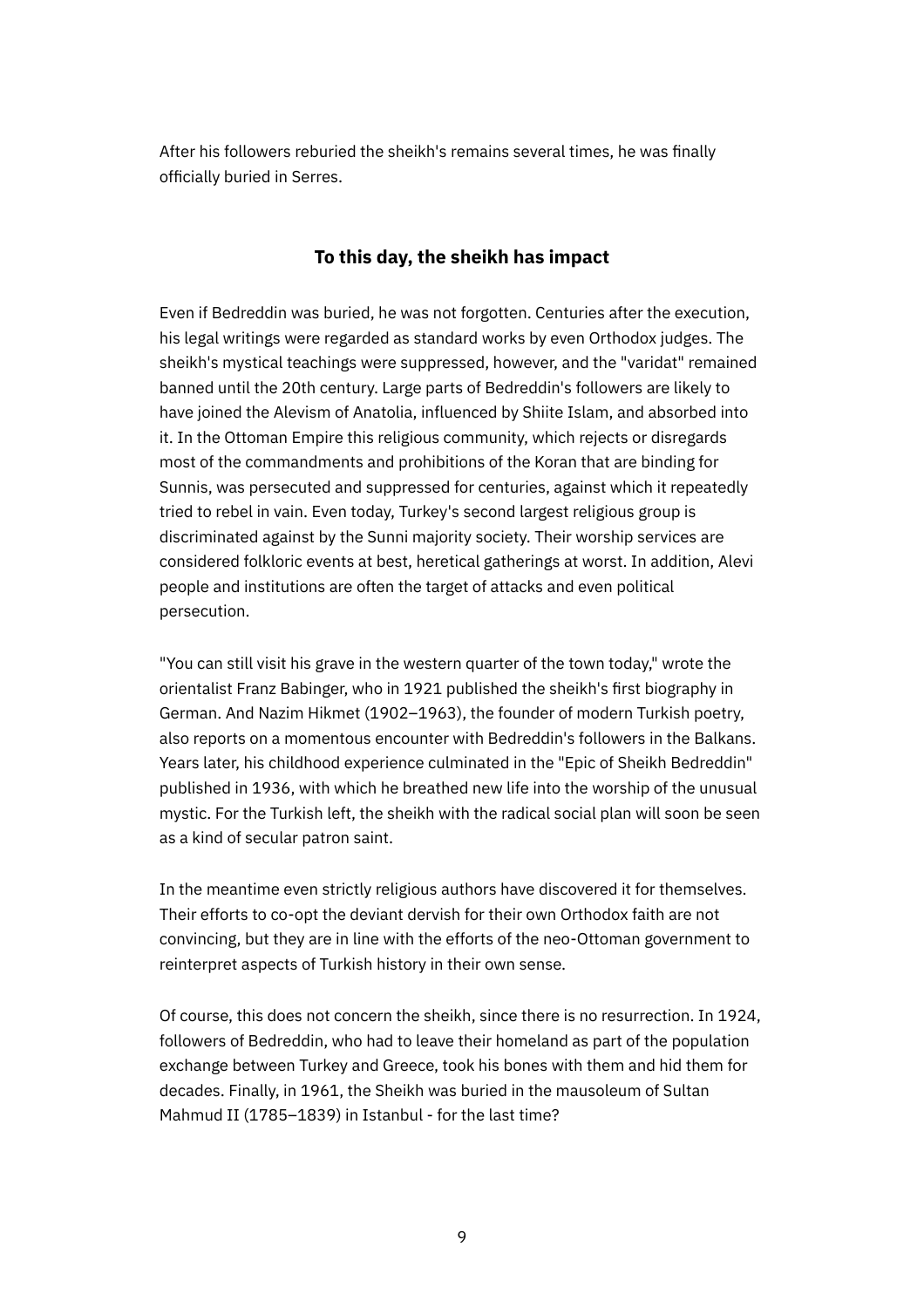After his followers reburied the sheikh's remains several times, he was finally officially buried in Serres.

## To this day, the sheikh has impact

Even if Bedreddin was buried, he was not forgotten. Centuries after the execution, his legal writings were regarded as standard works by even Orthodox judges. The sheikh's mystical teachings were suppressed, however, and the "varidat" remained banned until the 20th century. Large parts of Bedreddin's followers are likely to have joined the Alevism of Anatolia, influenced by Shiite Islam, and absorbed into it. In the Ottoman Empire this religious community, which rejects or disregards most of the commandments and prohibitions of the Koran that are binding for Sunnis, was persecuted and suppressed for centuries, against which it repeatedly tried to rebel in vain. Even today, Turkey's second largest religious group is discriminated against by the Sunni majority society. Their worship services are considered folkloric events at best, heretical gatherings at worst. In addition, Alevi people and institutions are often the target of attacks and even political persecution.

"You can still visit his grave in the western quarter of the town today," wrote the orientalist Franz Babinger, who in 1921 published the sheikh's first biography in German. And Nazim Hikmet (1902–1963), the founder of modern Turkish poetry, also reports on a momentous encounter with Bedreddin's followers in the Balkans. Years later, his childhood experience culminated in the "Epic of Sheikh Bedreddin" published in 1936, with which he breathed new life into the worship of the unusual mystic. For the Turkish left, the sheikh with the radical social plan will soon be seen as a kind of secular patron saint.

In the meantime even strictly religious authors have discovered it for themselves. Their efforts to co-opt the deviant dervish for their own Orthodox faith are not convincing, but they are in line with the efforts of the neo-Ottoman government to reinterpret aspects of Turkish history in their own sense.

Of course, this does not concern the sheikh, since there is no resurrection. In 1924, followers of Bedreddin, who had to leave their homeland as part of the population exchange between Turkey and Greece, took his bones with them and hid them for decades. Finally, in 1961, the Sheikh was buried in the mausoleum of Sultan Mahmud II (1785–1839) in Istanbul - for the last time?